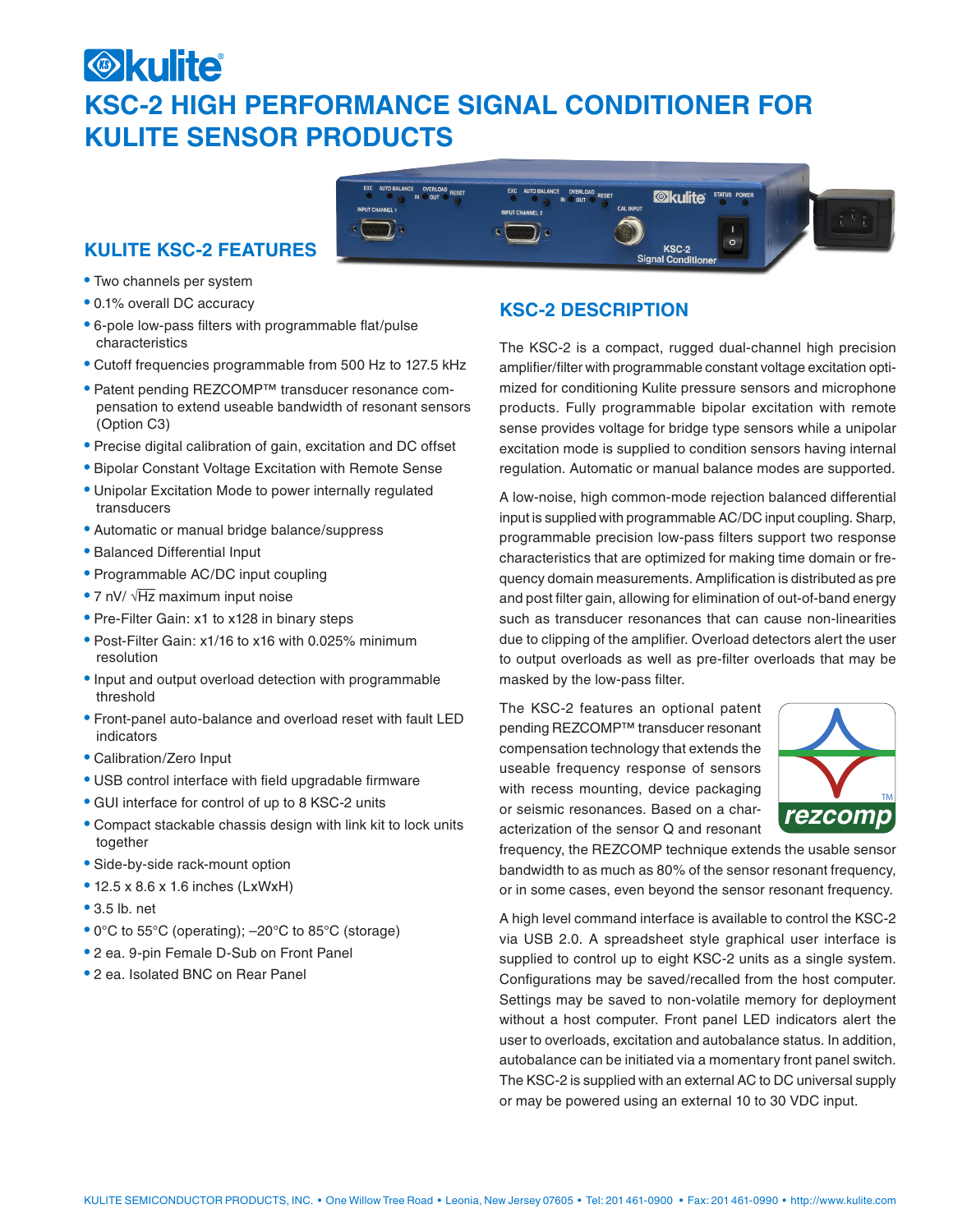# KSC-2 HIGH PERFORMANCE SIGNAL CONDITIONER FOR KULITE SENSOR PRODUCTS

## KULITE KSC-2 FEATURES

- Two channels per system
- 0.1% overall DC accuracy
- 6-pole low-pass filters with programmable flat/pulse characteristics
- Cutoff frequencies programmable from 500 Hz to 127.5 kHz
- Patent pending REZCOMP™ transducer resonance compensation to extend useable bandwidth of resonant sensors (Option C3)
- Precise digital calibration of gain, excitation and DC offset
- Bipolar Constant Voltage Excitation with Remote Sense
- Unipolar Excitation Mode to power internally regulated transducers
- Automatic or manual bridge balance/suppress
- Balanced Differential Input
- Programmable AC/DC input coupling
- 7 nV/ $\sqrt{\text{Hz}}$ maximum input noise
- Pre-Filter Gain: x1 to x128 in binary steps
- Post-Filter Gain: x1/16 to x16 with 0.025% minimum resolution
- Input and output overload detection with programmable threshold
- Front-panel auto-balance and overload reset with fault LED indicators
- Calibration/Zero Input
- USB control interface with field upgradable firmware
- GUI interface for control of up to 8 KSC-2 units
- Compact stackable chassis design with link kit to lock units together
- Side-by-side rack-mount option
- 12.5 x 8.6 x 1.6 inches (LxWxH)
- 3.5 lb. net
- 0°C to 55°C (operating); –20°C to 85°C (storage)
- 2 ea. 9-pin Female D-Sub on Front Panel
- 2 ea. Isolated BNC on Rear Panel

## KSC-2 DESCRIPTION

The KSC-2 is a compact, rugged dual-channel high precision amplifier/filter with programmable constant voltage excitation optimized for conditioning Kulite pressure sensors and microphone products. Fully programmable bipolar excitation with remote sense provides voltage for bridge type sensors while a unipolar excitation mode is supplied to condition sensors having internal regulation. Automatic or manual balance modes are supported.

A low-noise, high common-mode rejection balanced differential input is supplied with programmable AC/DC input coupling. Sharp, programmable precision low-pass filters support two response characteristics that are optimized for making time domain or frequency domain measurements. Amplification is distributed as pre and post filter gain, allowing for elimination of out-of-band energy such as transducer resonances that can cause non-linearities due to clipping of the amplifier. Overload detectors alert the user to output overloads as well as pre-filter overloads that may be masked by the low-pass filter.

The KSC-2 features an optional patent pending REZCOMP™ transducer resonant compensation technology that extends the useable frequency response of sensors with recess mounting, device packaging or seismic resonances. Based on a characterization of the sensor Q and resonant frequency, the REZCOMP technique extends the usable sensor bandwidth to as much as 80% of the sensor resonant frequency, or in some cases, even beyond the sensor resonant frequency.

A high level command interface is available to control the KSC-2 via USB 2.0. A spreadsheet style graphical user interface is supplied to control up to eight KSC-2 units as a single system. Configurations may be saved/recalled from the host computer. Settings may be saved to non-volatile memory for deployment without a host computer. Front panel LED indicators alert the user to overloads, excitation and autobalance status. In addition, autobalance can be initiated via a momentary front panel switch. The KSC-2 is supplied with an external AC to DC universal supply or may be powered using an external 10 to 30 VDC input.

KULITE SEMICONDUCTOR PRODUCTS, INC. • One Willow Tree Road • Leonia, New Jersey 07605 • Tel: 201 461-0900 • Fax: 201 461-0990 • http://www.kulite.com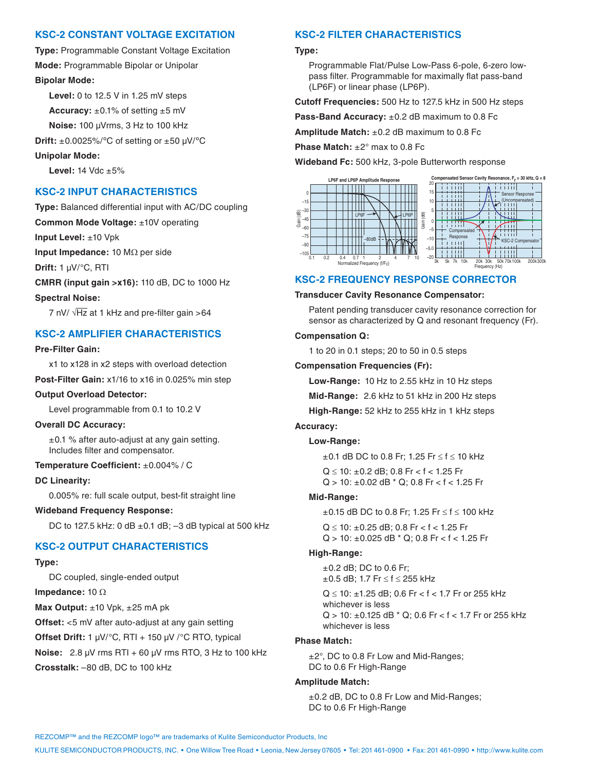## KSC-2 CONSTANT VOLTAGE EXCITATION

**Type:** Programmable Constant Voltage Excitation

**Mode:** Programmable Bipolar or Unipolar

**Bipolar Mode:**

**Level:** 0 to 12.5 V in 1.25 mV steps

**Accuracy:** ±0.1% of setting ±5 mV

**Noise:** 100 μVrms, 3 Hz to 100 kHz

**Drift:** ±0.0025%/°C of setting or ±50 μV/°C

**Unipolar Mode:**

**Level:** 14 Vdc ±5%

## KSC-2 INPUT CHARACTERISTICS

**Type:** Balanced differential input with AC/DC coupling

**Common Mode Voltage:** ±10V operating

**Input Level:** ±10 Vpk

**Input Impedance:** 10 MΩ per side

**Drift:** 1 μV/°C, RTI

**CMRR (input gain >x16):** 110 dB, DC to 1000 Hz

**Spectral Noise:**

7 nV/ $\sqrt{\text{Hz}}$ at 1 kHz and pre-filter gain >64

## KSC-2 AMPLIFIER CHARACTERISTICS

**Pre-Filter Gain:**

x1 to x128 in x2 steps with overload detection

**Post-Filter Gain:** x1/16 to x16 in 0.025% min step

**Output Overload Detector:**

Level programmable from 0.1 to 10.2 V

**Overall DC Accuracy:**

±0.1 % after auto-adjust at any gain setting. Includes filter and compensator.

**Temperature Coefficient:** ±0.004% / C

**DC Linearity:**

0.005% re: full scale output, best-fit straight line

**Wideband Frequency Response:**

DC to 127.5 kHz: 0 dB ±0.1 dB; –3 dB typical at 500 kHz

## KSC-2 OUTPUT CHARACTERISTICS

**Type:**

DC coupled, single-ended output

**Impedance:** 10 Ω

**Max Output:** ±10 Vpk, ±25 mA pk

**Offset:** <5 mV after auto-adjust at any gain setting

**Offset Drift:** 1 μV/°C, RTI + 150 μV /°C RTO, typical

**Noise:** 2.8 μV rms RTI + 60 μV rms RTO, 3 Hz to 100 kHz

**Crosstalk:** –80 dB, DC to 100 kHz

## KSC-2 FILTER CHARACTERISTICS

**Type:**

Programmable Flat/Pulse Low-Pass 6-pole, 6-zero low-pass filter. Programmable for maximally flat pass-band (LP6F) or linear phase (LP6P).

**Cutoff Frequencies:** 500 Hz to 127.5 kHz in 500 Hz steps

**Pass-Band Accuracy:** ±0.2 dB maximum to 0.8 Fc

**Amplitude Match:** ±0.2 dB maximum to 0.8 Fc

**Phase Match:** ±2° max to 0.8 Fc

**Wideband Fc:** 500 kHz, 3-pole Butterworth response

LP6F and LP6P Amplitude Response
Gain (dB)
0
–15
–30
–45
–60
–75
–90
–105
LP6F
LP6P
–80dB
0.1 0.2 0.4 0.7 1 2 4 7 10
Normalized Frequency (f/Fc)

Compensated Sensor Cavity Resonance, $F_r$ = 30 kHz, Q = 8
Gain (dB)
20
15
10
5
0
–5
–10
–5.0
–20
Sensor Response (Uncompensated)
Compensated Response
KSC-2 Compensator
3k 5k 7k 10k 20k 30k 50k 70k100k 200k300k
Frequency (Hz)

## KSC-2 FREQUENCY RESPONSE CORRECTOR

**Transducer Cavity Resonance Compensator:**

Patent pending transducer cavity resonance correction for sensor as characterized by Q and resonant frequency (Fr).

**Compensation Q:**

1 to 20 in 0.1 steps; 20 to 50 in 0.5 steps

**Compensation Frequencies (Fr):**

**Low-Range:** 10 Hz to 2.55 kHz in 10 Hz steps

**Mid-Range:** 2.6 kHz to 51 kHz in 200 Hz steps

**High-Range:** 52 kHz to 255 kHz in 1 kHz steps

**Accuracy:**

**Low-Range:**

±0.1 dB DC to 0.8 Fr; 1.25 Fr ≤ f ≤ 10 kHz

Q ≤ 10: ±0.2 dB; 0.8 Fr < f < 1.25 Fr
Q > 10: ±0.02 dB * Q; 0.8 Fr < f < 1.25 Fr

**Mid-Range:**

±0.15 dB DC to 0.8 Fr; 1.25 Fr ≤ f ≤ 100 kHz

Q ≤ 10: ±0.25 dB; 0.8 Fr < f < 1.25 Fr
Q > 10: ±0.025 dB * Q; 0.8 Fr < f < 1.25 Fr

**High-Range:**

±0.2 dB; DC to 0.6 Fr;
±0.5 dB; 1.7 Fr ≤ f ≤ 255 kHz

Q ≤ 10: ±1.25 dB; 0.6 Fr < f < 1.7 Fr or 255 kHz whichever is less
Q > 10: ±0.125 dB * Q; 0.6 Fr < f < 1.7 Fr or 255 kHz whichever is less

**Phase Match:**

±2°, DC to 0.8 Fr Low and Mid-Ranges;
DC to 0.6 Fr High-Range

**Amplitude Match:**

±0.2 dB, DC to 0.8 Fr Low and Mid-Ranges;
DC to 0.6 Fr High-Range

REZCOMP™ and the REZCOMP logo™ are trademarks of Kulite Semiconductor Products, Inc

KULITE SEMICONDUCTOR PRODUCTS, INC. • One Willow Tree Road • Leonia, New Jersey 07605 • Tel: 201 461-0900 • Fax: 201 461-0990 • http://www.kulite.com